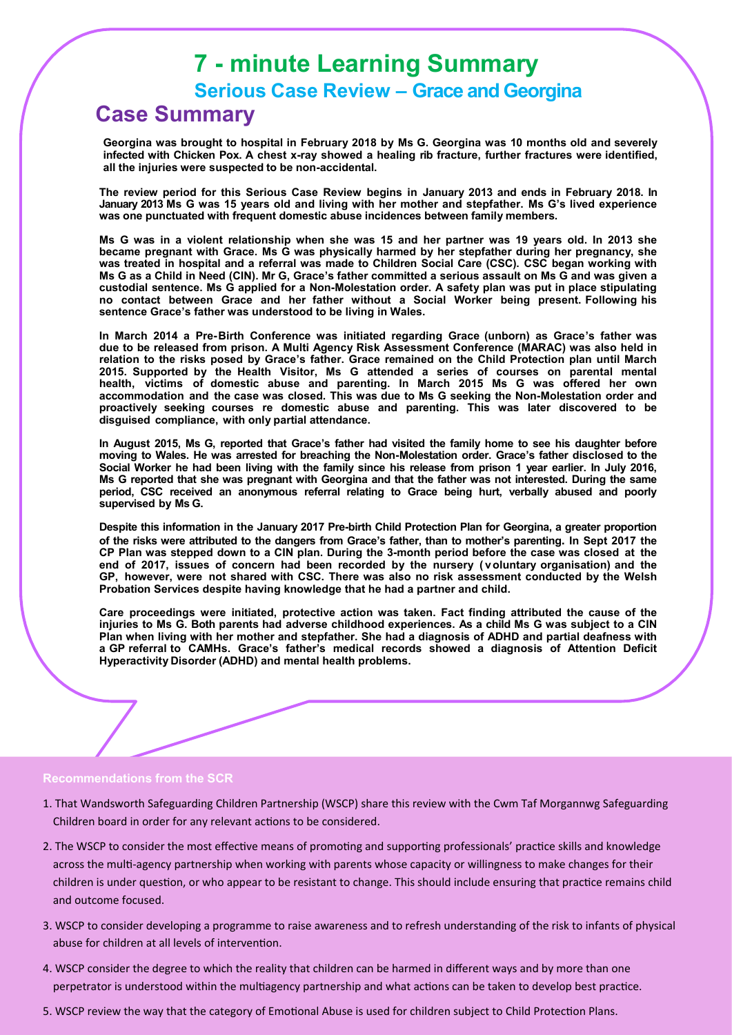# 7 - minute Learning Summary

## Serious Case Review – Grace and Georgina

## Case Summary

**Georgina was brought to hospital in February 2018 by Ms G. Georgina was 10 months old and severely infected with Chicken Pox. A chest x-ray showed a healing rib fracture, further fractures were identified, all the injuries were suspected to be non-accidental.**

**The review period for this Serious Case Review begins in January 2013 and ends in February 2018. In January 2013 Ms G was 15 years old and living with her mother and stepfather. Ms G's lived experience was one punctuated with frequent domestic abuse incidences between family members.**

**Ms G was in a violent relationship when she was 15 and her partner was 19 years old. In 2013 she became pregnant with Grace. Ms G was physically harmed by her stepfather during her pregnancy, she was treated in hospital and a referral was made to Children Social Care (CSC). CSC began working with Ms G as a Child in Need (CIN). Mr G, Grace's father committed a serious assault on Ms G and was given a custodial sentence. Ms G applied for a Non-Molestation order. A safety plan was put in place stipulating no contact between Grace and her father without a Social Worker being present. Following his sentence Grace's father was understood to be living in Wales.**

**In March 2014 a Pre-Birth Conference was initiated regarding Grace (unborn) as Grace's father was due to be released from prison. A Multi Agency Risk Assessment Conference (MARAC) was also held in relation to the risks posed by Grace's father. Grace remained on the Child Protection plan until March 2015. Supported by the Health Visitor, Ms G attended a series of courses on parental mental health, victims of domestic abuse and parenting. In March 2015 Ms G was offered her own accommodation and the case was closed. This was due to Ms G seeking the Non-Molestation order and proactively seeking courses re domestic abuse and parenting. This was later discovered to be disguised compliance, with only partial attendance.**

**In August 2015, Ms G, reported that Grace's father had visited the family home to see his daughter before moving to Wales. He was arrested for breaching the Non-Molestation order. Grace's father disclosed to the Social Worker he had been living with the family since his release from prison 1 year earlier. In July 2016, Ms G reported that she was pregnant with Georgina and that the father was not interested. During the same period, CSC received an anonymous referral relating to Grace being hurt, verbally abused and poorly supervised by Ms G.**

**Despite this information in the January 2017 Pre-birth Child Protection Plan for Georgina, a greater proportion of the risks were attributed to the dangers from Grace's father, than to mother's parenting. In Sept 2017 the CP Plan was stepped down to a CIN plan. During the 3-month period before the case was closed at the end of 2017, issues of concern had been recorded by the nursery (voluntary organisation) and the GP, however, were not shared with CSC. There was also no risk assessment conducted by the Welsh Probation Services despite having knowledge that he had a partner and child.**

**Care proceedings were initiated, protective action was taken. Fact finding attributed the cause of the injuries to Ms G. Both parents had adverse childhood experiences. As a child Ms G was subject to a CIN Plan when living with her mother and stepfather. She had a diagnosis of ADHD and partial deafness with a GP referral to CAMHs. Grace's father's medical records showed a diagnosis of Attention Deficit Hyperactivity Disorder (ADHD) and mental health problems.**

### Recommendations from the SCR

1. That Wandsworth Safeguarding Children Partnership (WSCP) share this review with the Cwm Taf Morgannwg Safeguarding Children board in order for any relevant actions to be considered.
2. The WSCP to consider the most effective means of promoting and supporting professionals' practice skills and knowledge across the multi-agency partnership when working with parents whose capacity or willingness to make changes for their children is under question, or who appear to be resistant to change. This should include ensuring that practice remains child and outcome focused.
3. WSCP to consider developing a programme to raise awareness and to refresh understanding of the risk to infants of physical abuse for children at all levels of intervention.
4. WSCP consider the degree to which the reality that children can be harmed in different ways and by more than one perpetrator is understood within the multiagency partnership and what actions can be taken to develop best practice.
5. WSCP review the way that the category of Emotional Abuse is used for children subject to Child Protection Plans.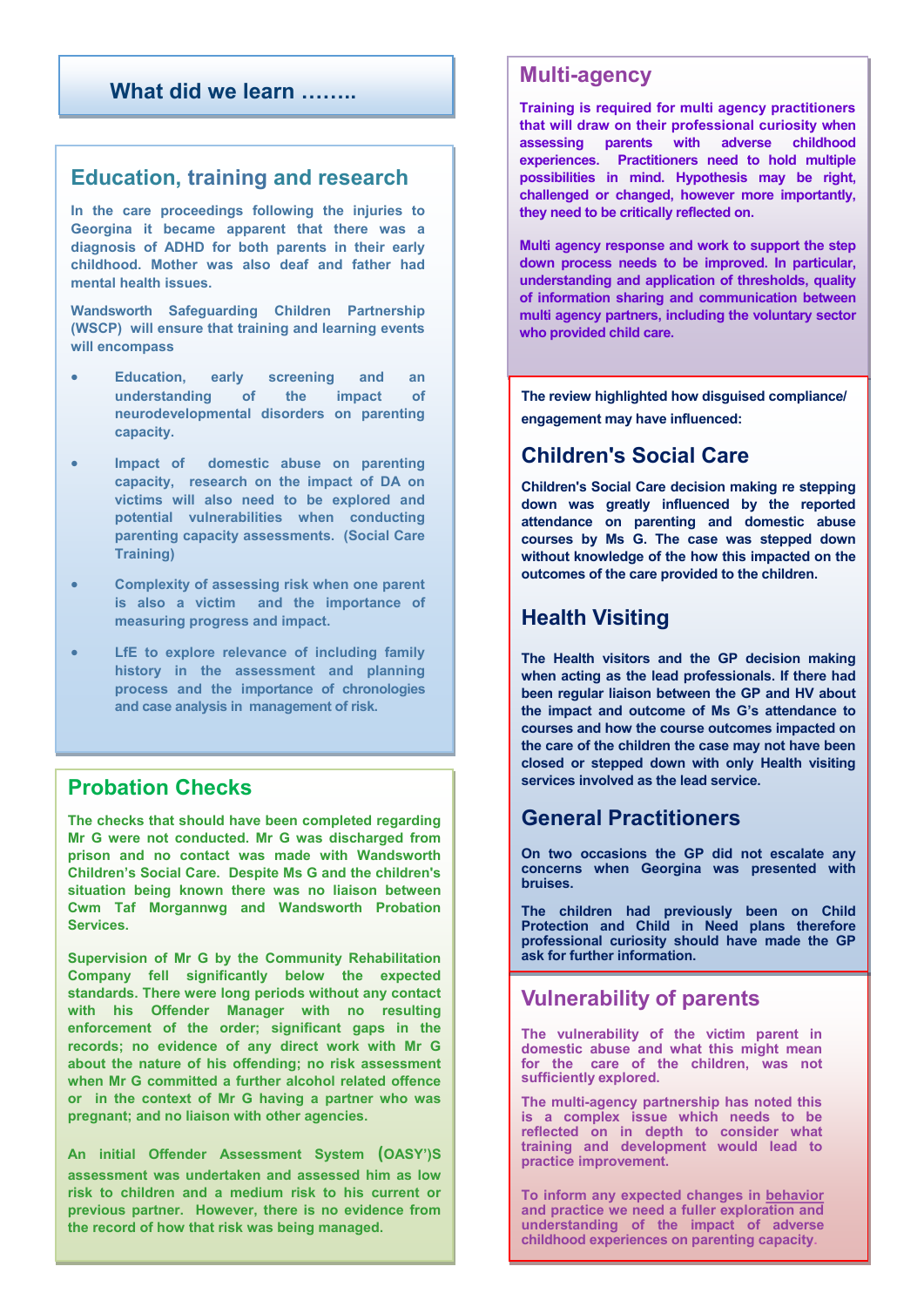# What did we learn ……..

## Education, training and research

**In the care proceedings following the injuries to Georgina it became apparent that there was a diagnosis of ADHD for both parents in their early childhood. Mother was also deaf and father had mental health issues.**

**Wandsworth Safeguarding Children Partnership (WSCP) will ensure that training and learning events will encompass**

- **Education, early screening and an understanding of the impact of neurodevelopmental disorders on parenting capacity.**
- **Impact of domestic abuse on parenting capacity, research on the impact of DA on victims will also need to be explored and potential vulnerabilities when conducting parenting capacity assessments. (Social Care Training)**
- **Complexity of assessing risk when one parent is also a victim and the importance of measuring progress and impact.**
- **LfE to explore relevance of including family history in the assessment and planning process and the importance of chronologies and case analysis in management of risk.**

## Probation Checks

**The checks that should have been completed regarding Mr G were not conducted. Mr G was discharged from prison and no contact was made with Wandsworth Children's Social Care. Despite Ms G and the children's situation being known there was no liaison between Cwm Taf Morgannwg and Wandsworth Probation Services.**

**Supervision of Mr G by the Community Rehabilitation Company fell significantly below the expected standards. There were long periods without any contact with his Offender Manager with no resulting enforcement of the order; significant gaps in the records; no evidence of any direct work with Mr G about the nature of his offending; no risk assessment when Mr G committed a further alcohol related offence or in the context of Mr G having a partner who was pregnant; and no liaison with other agencies.**

**An initial Offender Assessment System (OASY')S assessment was undertaken and assessed him as low risk to children and a medium risk to his current or previous partner. However, there is no evidence from the record of how that risk was being managed.**

## Multi-agency

**Training is required for multi agency practitioners that will draw on their professional curiosity when assessing parents with adverse childhood experiences. Practitioners need to hold multiple possibilities in mind. Hypothesis may be right, challenged or changed, however more importantly, they need to be critically reflected on.**

**Multi agency response and work to support the step down process needs to be improved. In particular, understanding and application of thresholds, quality of information sharing and communication between multi agency partners, including the voluntary sector who provided child care.**

**The review highlighted how disguised compliance/ engagement may have influenced:**

## Children's Social Care

**Children's Social Care decision making re stepping down was greatly influenced by the reported attendance on parenting and domestic abuse courses by Ms G. The case was stepped down without knowledge of the how this impacted on the outcomes of the care provided to the children.**

## Health Visiting

**The Health visitors and the GP decision making when acting as the lead professionals. If there had been regular liaison between the GP and HV about the impact and outcome of Ms G's attendance to courses and how the course outcomes impacted on the care of the children the case may not have been closed or stepped down with only Health visiting services involved as the lead service.**

## General Practitioners

**On two occasions the GP did not escalate any concerns when Georgina was presented with bruises.**

**The children had previously been on Child Protection and Child in Need plans therefore professional curiosity should have made the GP ask for further information.**

## Vulnerability of parents

**The vulnerability of the victim parent in domestic abuse and what this might mean for the care of the children, was not sufficiently explored.**

**The multi-agency partnership has noted this is a complex issue which needs to be reflected on in depth to consider what training and development would lead to practice improvement.**

**To inform any expected changes in behavior and practice we need a fuller exploration and understanding of the impact of adverse childhood experiences on parenting capacity.**